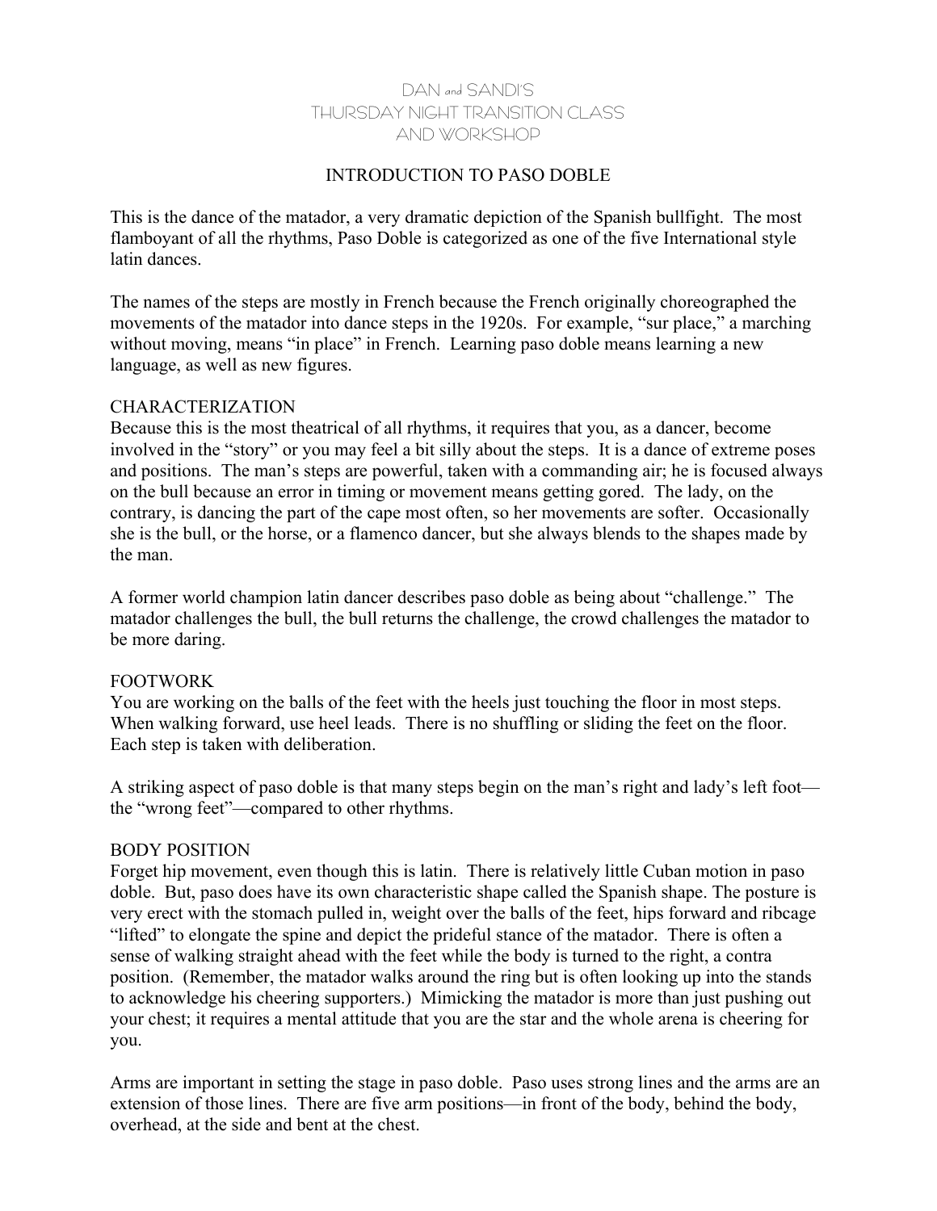# DAN and SANDI'S
# THURSDAY NIGHT TRANSITION CLASS
# AND WORKSHOP

## INTRODUCTION TO PASO DOBLE

This is the dance of the matador, a very dramatic depiction of the Spanish bullfight. The most flamboyant of all the rhythms, Paso Doble is categorized as one of the five International style latin dances.

The names of the steps are mostly in French because the French originally choreographed the movements of the matador into dance steps in the 1920s. For example, "sur place," a marching without moving, means "in place" in French. Learning paso doble means learning a new language, as well as new figures.

### CHARACTERIZATION

Because this is the most theatrical of all rhythms, it requires that you, as a dancer, become involved in the "story" or you may feel a bit silly about the steps. It is a dance of extreme poses and positions. The man's steps are powerful, taken with a commanding air; he is focused always on the bull because an error in timing or movement means getting gored. The lady, on the contrary, is dancing the part of the cape most often, so her movements are softer. Occasionally she is the bull, or the horse, or a flamenco dancer, but she always blends to the shapes made by the man.

A former world champion latin dancer describes paso doble as being about "challenge." The matador challenges the bull, the bull returns the challenge, the crowd challenges the matador to be more daring.

### FOOTWORK

You are working on the balls of the feet with the heels just touching the floor in most steps. When walking forward, use heel leads. There is no shuffling or sliding the feet on the floor. Each step is taken with deliberation.

A striking aspect of paso doble is that many steps begin on the man's right and lady's left foot—the "wrong feet"—compared to other rhythms.

### BODY POSITION

Forget hip movement, even though this is latin. There is relatively little Cuban motion in paso doble. But, paso does have its own characteristic shape called the Spanish shape. The posture is very erect with the stomach pulled in, weight over the balls of the feet, hips forward and ribcage "lifted" to elongate the spine and depict the prideful stance of the matador. There is often a sense of walking straight ahead with the feet while the body is turned to the right, a contra position. (Remember, the matador walks around the ring but is often looking up into the stands to acknowledge his cheering supporters.) Mimicking the matador is more than just pushing out your chest; it requires a mental attitude that you are the star and the whole arena is cheering for you.

Arms are important in setting the stage in paso doble. Paso uses strong lines and the arms are an extension of those lines. There are five arm positions—in front of the body, behind the body, overhead, at the side and bent at the chest.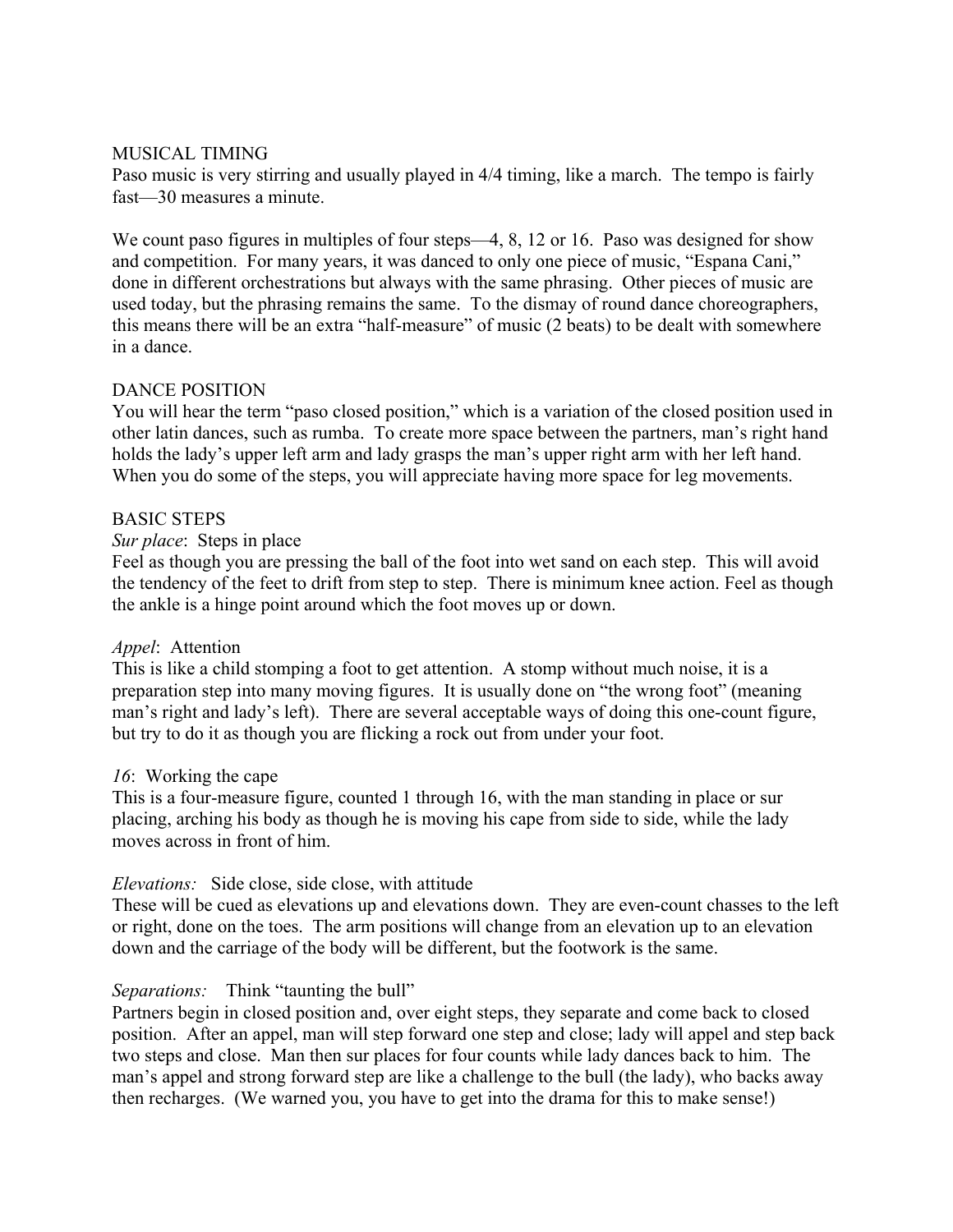## MUSICAL TIMING

Paso music is very stirring and usually played in 4/4 timing, like a march. The tempo is fairly fast—30 measures a minute.

We count paso figures in multiples of four steps—4, 8, 12 or 16. Paso was designed for show and competition. For many years, it was danced to only one piece of music, "Espana Cani," done in different orchestrations but always with the same phrasing. Other pieces of music are used today, but the phrasing remains the same. To the dismay of round dance choreographers, this means there will be an extra "half-measure" of music (2 beats) to be dealt with somewhere in a dance.

## DANCE POSITION

You will hear the term "paso closed position," which is a variation of the closed position used in other latin dances, such as rumba. To create more space between the partners, man's right hand holds the lady's upper left arm and lady grasps the man's upper right arm with her left hand. When you do some of the steps, you will appreciate having more space for leg movements.

## BASIC STEPS

*Sur place*: Steps in place

Feel as though you are pressing the ball of the foot into wet sand on each step. This will avoid the tendency of the feet to drift from step to step. There is minimum knee action. Feel as though the ankle is a hinge point around which the foot moves up or down.

*Appel*: Attention

This is like a child stomping a foot to get attention. A stomp without much noise, it is a preparation step into many moving figures. It is usually done on "the wrong foot" (meaning man's right and lady's left). There are several acceptable ways of doing this one-count figure, but try to do it as though you are flicking a rock out from under your foot.

*16*: Working the cape

This is a four-measure figure, counted 1 through 16, with the man standing in place or sur placing, arching his body as though he is moving his cape from side to side, while the lady moves across in front of him.

*Elevations:* Side close, side close, with attitude

These will be cued as elevations up and elevations down. They are even-count chasses to the left or right, done on the toes. The arm positions will change from an elevation up to an elevation down and the carriage of the body will be different, but the footwork is the same.

*Separations:* Think "taunting the bull"

Partners begin in closed position and, over eight steps, they separate and come back to closed position. After an appel, man will step forward one step and close; lady will appel and step back two steps and close. Man then sur places for four counts while lady dances back to him. The man's appel and strong forward step are like a challenge to the bull (the lady), who backs away then recharges. (We warned you, you have to get into the drama for this to make sense!)